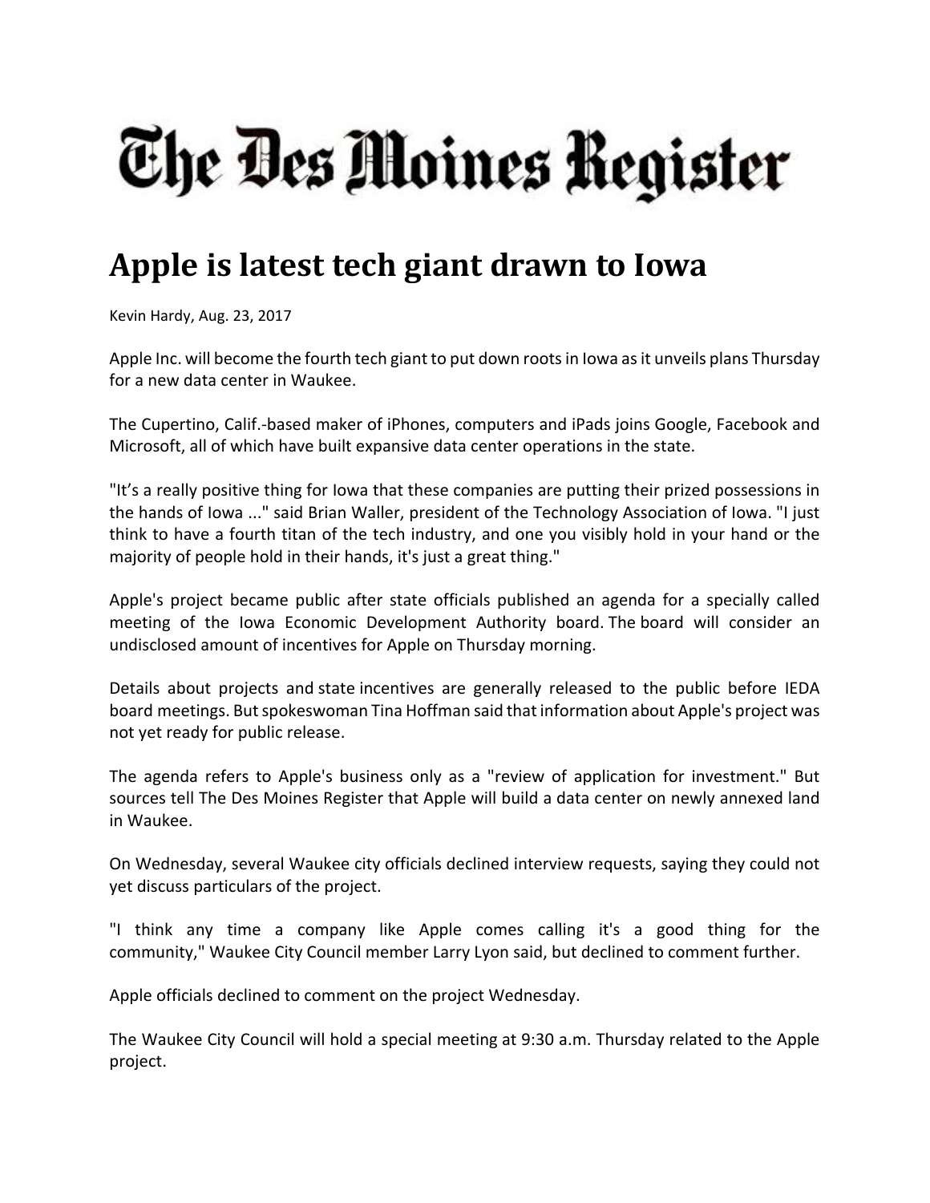# The Des Moines Register

## Apple is latest tech giant drawn to Iowa

Kevin Hardy, Aug. 23, 2017

Apple Inc. will become the fourth tech giant to put down roots in Iowa as it unveils plans Thursday for a new data center in Waukee.

The Cupertino, Calif.-based maker of iPhones, computers and iPads joins Google, Facebook and Microsoft, all of which have built expansive data center operations in the state.

"It's a really positive thing for Iowa that these companies are putting their prized possessions in the hands of Iowa ..." said Brian Waller, president of the Technology Association of Iowa. "I just think to have a fourth titan of the tech industry, and one you visibly hold in your hand or the majority of people hold in their hands, it's just a great thing."

Apple's project became public after state officials published an agenda for a specially called meeting of the Iowa Economic Development Authority board. The board will consider an undisclosed amount of incentives for Apple on Thursday morning.

Details about projects and state incentives are generally released to the public before IEDA board meetings. But spokeswoman Tina Hoffman said that information about Apple's project was not yet ready for public release.

The agenda refers to Apple's business only as a "review of application for investment." But sources tell The Des Moines Register that Apple will build a data center on newly annexed land in Waukee.

On Wednesday, several Waukee city officials declined interview requests, saying they could not yet discuss particulars of the project.

"I think any time a company like Apple comes calling it's a good thing for the community," Waukee City Council member Larry Lyon said, but declined to comment further.

Apple officials declined to comment on the project Wednesday.

The Waukee City Council will hold a special meeting at 9:30 a.m. Thursday related to the Apple project.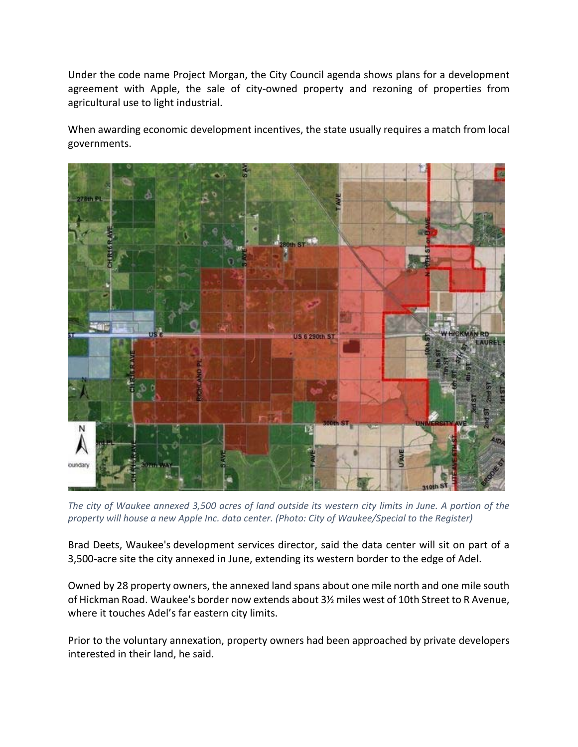Under the code name Project Morgan, the City Council agenda shows plans for a development agreement with Apple, the sale of city-owned property and rezoning of properties from agricultural use to light industrial.

When awarding economic development incentives, the state usually requires a match from local governments.

*The city of Waukee annexed 3,500 acres of land outside its western city limits in June. A portion of the property will house a new Apple Inc. data center. (Photo: City of Waukee/Special to the Register)*

Brad Deets, Waukee's development services director, said the data center will sit on part of a 3,500-acre site the city annexed in June, extending its western border to the edge of Adel.

Owned by 28 property owners, the annexed land spans about one mile north and one mile south of Hickman Road. Waukee's border now extends about 3½ miles west of 10th Street to R Avenue, where it touches Adel's far eastern city limits.

Prior to the voluntary annexation, property owners had been approached by private developers interested in their land, he said.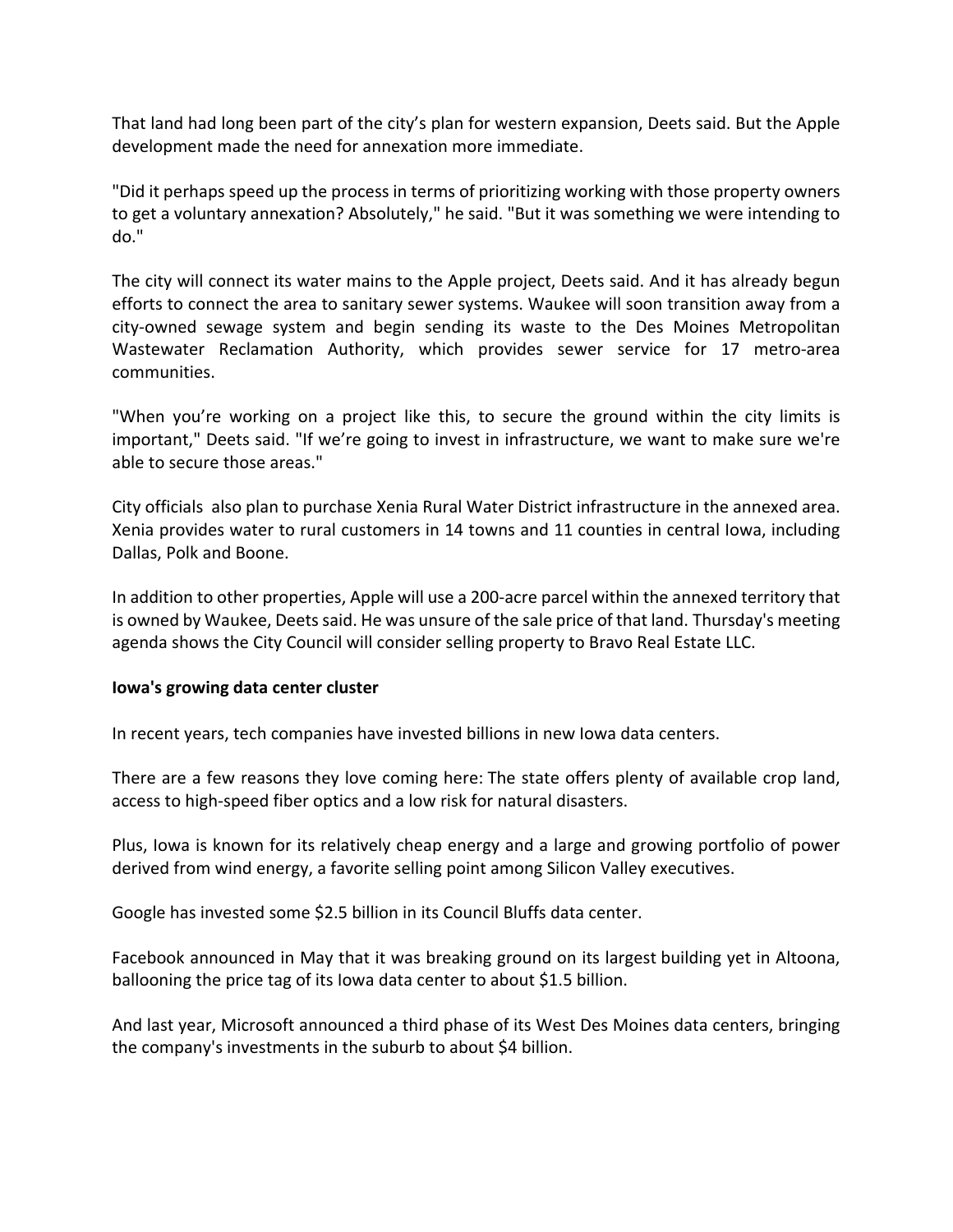That land had long been part of the city's plan for western expansion, Deets said. But the Apple development made the need for annexation more immediate.

"Did it perhaps speed up the process in terms of prioritizing working with those property owners to get a voluntary annexation? Absolutely," he said. "But it was something we were intending to do."

The city will connect its water mains to the Apple project, Deets said. And it has already begun efforts to connect the area to sanitary sewer systems. Waukee will soon transition away from a city-owned sewage system and begin sending its waste to the Des Moines Metropolitan Wastewater Reclamation Authority, which provides sewer service for 17 metro-area communities.

"When you're working on a project like this, to secure the ground within the city limits is important," Deets said. "If we're going to invest in infrastructure, we want to make sure we're able to secure those areas."

City officials also plan to purchase Xenia Rural Water District infrastructure in the annexed area. Xenia provides water to rural customers in 14 towns and 11 counties in central Iowa, including Dallas, Polk and Boone.

In addition to other properties, Apple will use a 200-acre parcel within the annexed territory that is owned by Waukee, Deets said. He was unsure of the sale price of that land. Thursday's meeting agenda shows the City Council will consider selling property to Bravo Real Estate LLC.

**Iowa's growing data center cluster**

In recent years, tech companies have invested billions in new Iowa data centers.

There are a few reasons they love coming here: The state offers plenty of available crop land, access to high-speed fiber optics and a low risk for natural disasters.

Plus, Iowa is known for its relatively cheap energy and a large and growing portfolio of power derived from wind energy, a favorite selling point among Silicon Valley executives.

Google has invested some $2.5 billion in its Council Bluffs data center.

Facebook announced in May that it was breaking ground on its largest building yet in Altoona, ballooning the price tag of its Iowa data center to about $1.5 billion.

And last year, Microsoft announced a third phase of its West Des Moines data centers, bringing the company's investments in the suburb to about $4 billion.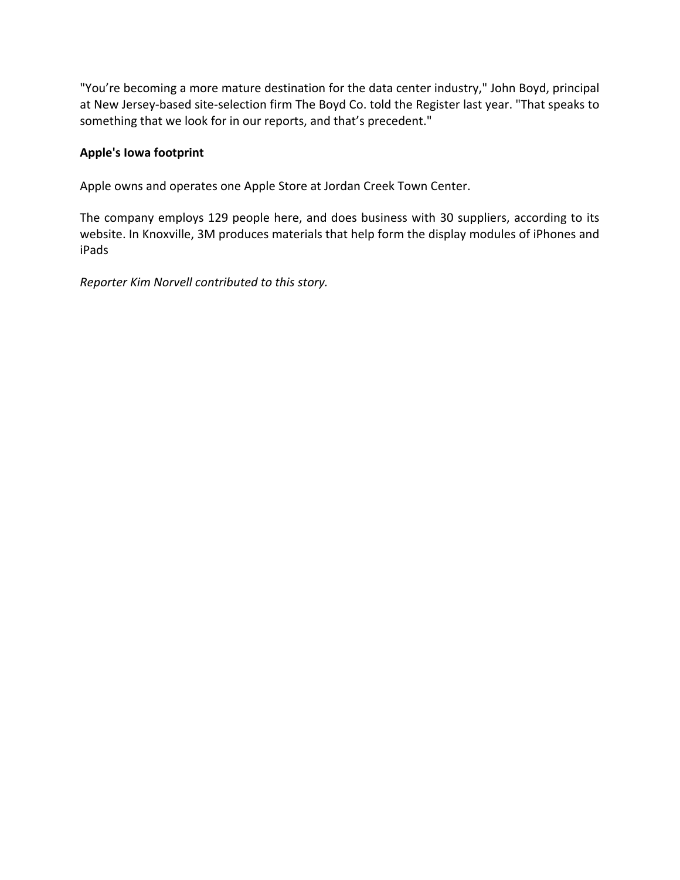"You're becoming a more mature destination for the data center industry," John Boyd, principal at New Jersey-based site-selection firm The Boyd Co. told the Register last year. "That speaks to something that we look for in our reports, and that's precedent."

**Apple's Iowa footprint**

Apple owns and operates one Apple Store at Jordan Creek Town Center.

The company employs 129 people here, and does business with 30 suppliers, according to its website. In Knoxville, 3M produces materials that help form the display modules of iPhones and iPads

*Reporter Kim Norvell contributed to this story.*